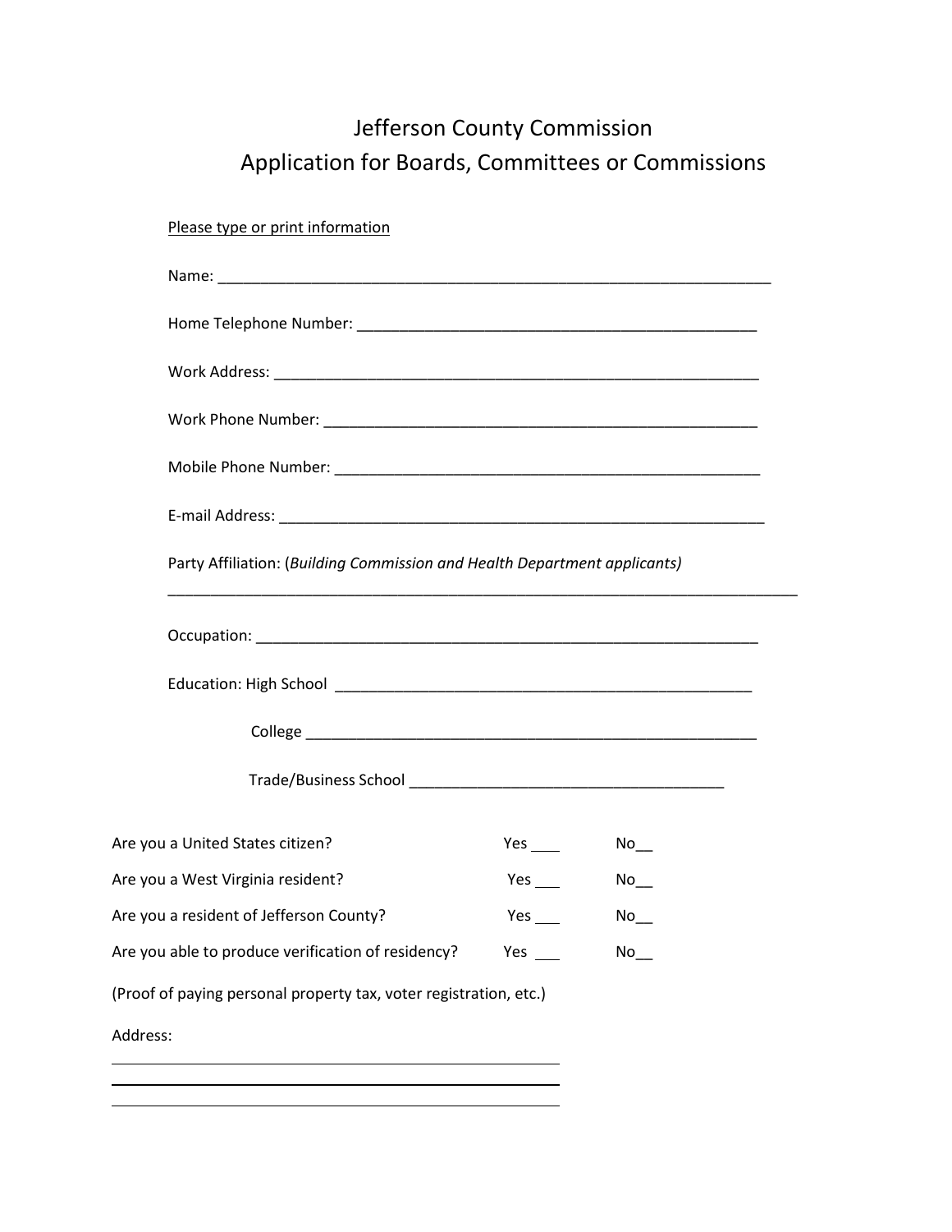# Jefferson County Commission
## Application for Boards, Committees or Commissions

Please type or print information

Name: ___________________________________________________________________

Home Telephone Number: _________________________________________________

Work Address: ____________________________________________________________

Work Phone Number: ______________________________________________________

Mobile Phone Number: _____________________________________________________

E-mail Address: ___________________________________________________________

Party Affiliation: (*Building Commission and Health Department applicants)*

_____________________________________________________________________________

Occupation: ______________________________________________________________

Education: High School ___________________________________________________

College _______________________________________________________

Trade/Business School _____________________________________

Are you a United States citizen? Yes ___ No___

Are you a West Virginia resident? Yes ___ No___

Are you a resident of Jefferson County? Yes ___ No___

Are you able to produce verification of residency? Yes ___ No___

(Proof of paying personal property tax, voter registration, etc.)

Address:

_______________________________________________

_______________________________________________

_______________________________________________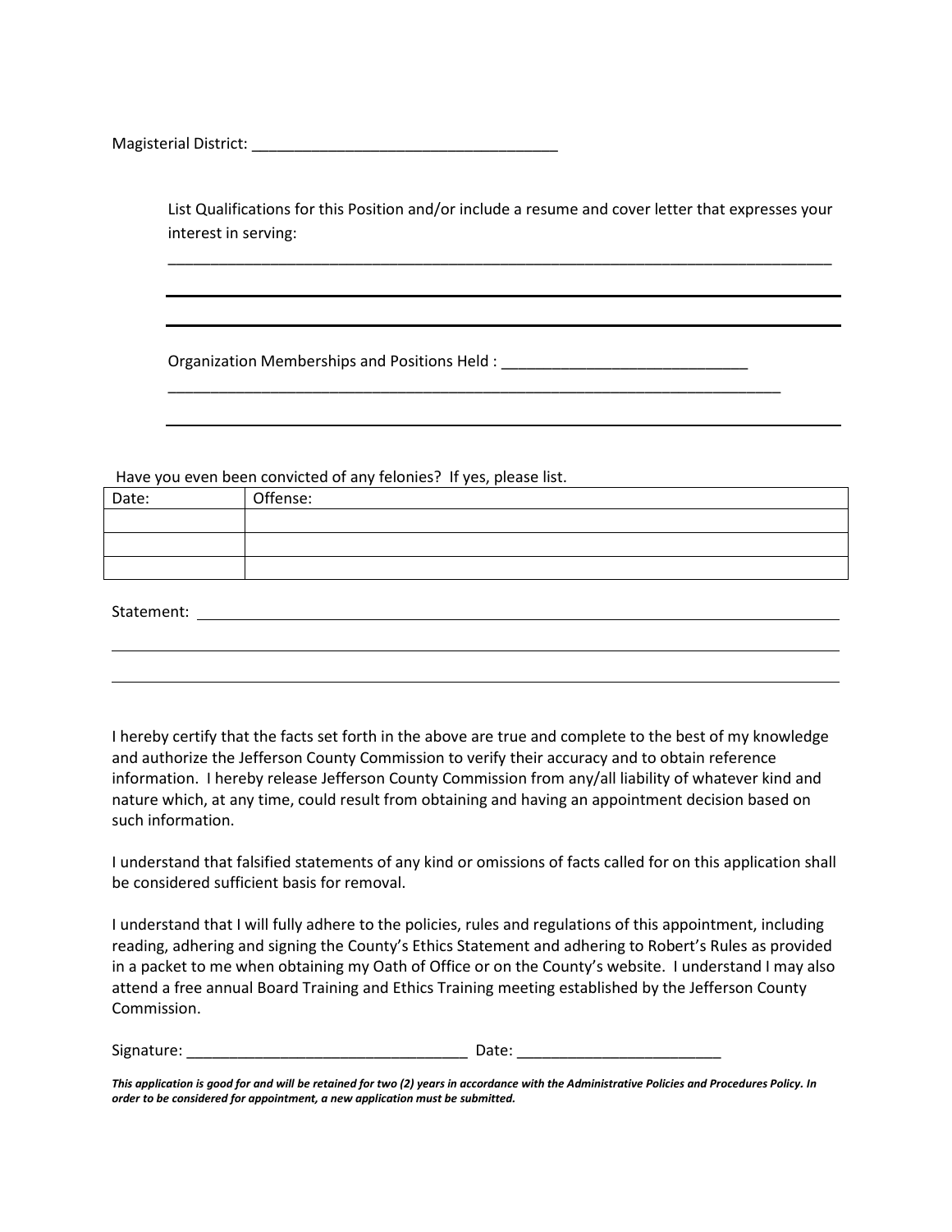Magisterial District: ____________________________________

List Qualifications for this Position and/or include a resume and cover letter that expresses your interest in serving:

_______________________________________________________________________________

_______________________________________________________________________________

_______________________________________________________________________________

Organization Memberships and Positions Held : _____________________________

_______________________________________________________________________________

_______________________________________________________________________________

Have you even been convicted of any felonies? If yes, please list.

| Date: | Offense: |
|---|---|
| | |
| | |
| | |

Statement: _______________________________________________________________________

_______________________________________________________________________________

_______________________________________________________________________________

I hereby certify that the facts set forth in the above are true and complete to the best of my knowledge and authorize the Jefferson County Commission to verify their accuracy and to obtain reference information. I hereby release Jefferson County Commission from any/all liability of whatever kind and nature which, at any time, could result from obtaining and having an appointment decision based on such information.

I understand that falsified statements of any kind or omissions of facts called for on this application shall be considered sufficient basis for removal.

I understand that I will fully adhere to the policies, rules and regulations of this appointment, including reading, adhering and signing the County's Ethics Statement and adhering to Robert's Rules as provided in a packet to me when obtaining my Oath of Office or on the County's website. I understand I may also attend a free annual Board Training and Ethics Training meeting established by the Jefferson County Commission.

Signature: _________________________________ Date: ________________________

***This application is good for and will be retained for two (2) years in accordance with the Administrative Policies and Procedures Policy. In order to be considered for appointment, a new application must be submitted.***